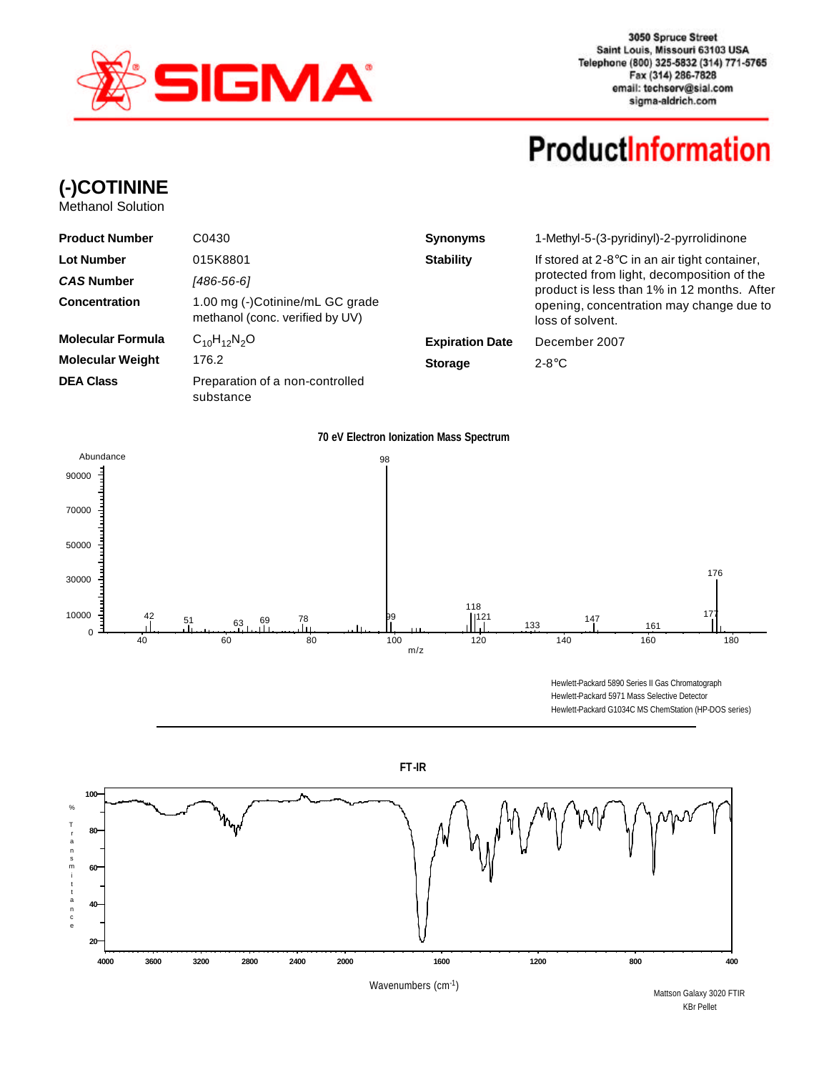SIGMA

3050 Spruce Street
Saint Louis, Missouri 63103 USA
Telephone (800) 325-5832 (314) 771-5765
Fax (314) 286-7828
email: techserv@sial.com
sigma-aldrich.com

# ProductInformation

## (-)COTININE

Methanol Solution

| | | | |
|---|---|---|---|
| **Product Number** | C0430 | **Synonyms** | 1-Methyl-5-(3-pyridinyl)-2-pyrrolidinone |
| **Lot Number** | 015K8801 | **Stability** | If stored at 2-8°C in an air tight container, protected from light, decomposition of the product is less than 1% in 12 months. After opening, concentration may change due to loss of solvent. |
| ***CAS* Number** | *[486-56-6]* | | |
| **Concentration** | 1.00 mg (-)Cotinine/mL GC grade methanol (conc. verified by UV) | | |
| **Molecular Formula** | $C_{10}H_{12}N_2O$ | **Expiration Date** | December 2007 |
| **Molecular Weight** | 176.2 | **Storage** | 2-8°C |
| **DEA Class** | Preparation of a non-controlled substance | | |

**70 eV Electron Ionization Mass Spectrum**

Hewlett-Packard 5890 Series II Gas Chromatograph
Hewlett-Packard 5971 Mass Selective Detector
Hewlett-Packard G1034C MS ChemStation (HP-DOS series)

**FT-IR**

Mattson Galaxy 3020 FTIR
KBr Pellet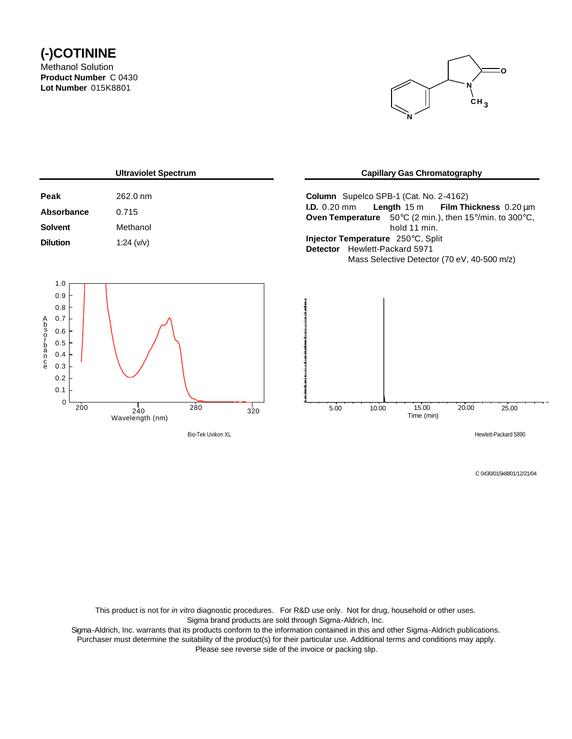# (-)COTININE

Methanol Solution
**Product Number** C 0430
**Lot Number** 015K8801

O
N
$CH_3$
N

## Ultraviolet Spectrum

| | |
|---|---|
| **Peak** | 262.0 nm |
| **Absorbance** | 0.715 |
| **Solvent** | Methanol |
| **Dilution** | 1:24 (v/v) |

Absorbance
1.0
0.9
0.8
0.7
0.6
0.5
0.4
0.3
0.2
0.1
0
200
240
280
320
Wavelength (nm)

Bio-Tek Uvikon XL

## Capillary Gas Chromatography

**Column** Supelco SPB-1 (Cat. No. 2-4162)
**I.D.** 0.20 mm **Length** 15 m **Film Thickness** 0.20 µm
**Oven Temperature** 50°C (2 min.), then 15°/min. to 300°C, hold 11 min.
**Injector Temperature** 250°C, Split
**Detector** Hewlett-Packard 5971
Mass Selective Detector (70 eV, 40-500 m/z)

5.00
10.00
15.00
20.00
25.00
Time (min)

Hewlett-Packard 5890

C 0430/015k8801/12/21/04

This product is not for *in vitro* diagnostic procedures. For R&D use only. Not for drug, household or other uses.
Sigma brand products are sold through Sigma-Aldrich, Inc.
Sigma-Aldrich, Inc. warrants that its products conform to the information contained in this and other Sigma-Aldrich publications.
Purchaser must determine the suitability of the product(s) for their particular use. Additional terms and conditions may apply.
Please see reverse side of the invoice or packing slip.